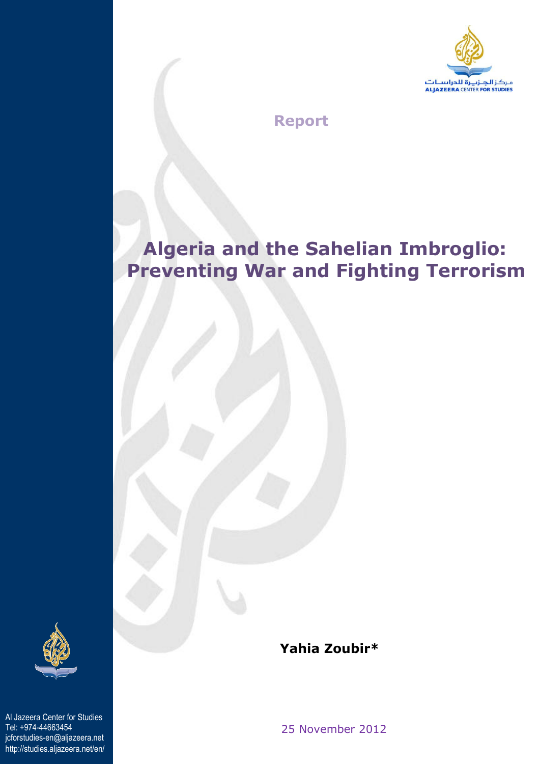Report

# Algeria and the Sahelian Imbroglio: Preventing War and Fighting Terrorism

**Yahia Zoubir***

25 November 2012

Al Jazeera Center for Studies
Tel: +974-44663454
jcforstudies-en@aljazeera.net
http://studies.aljazeera.net/en/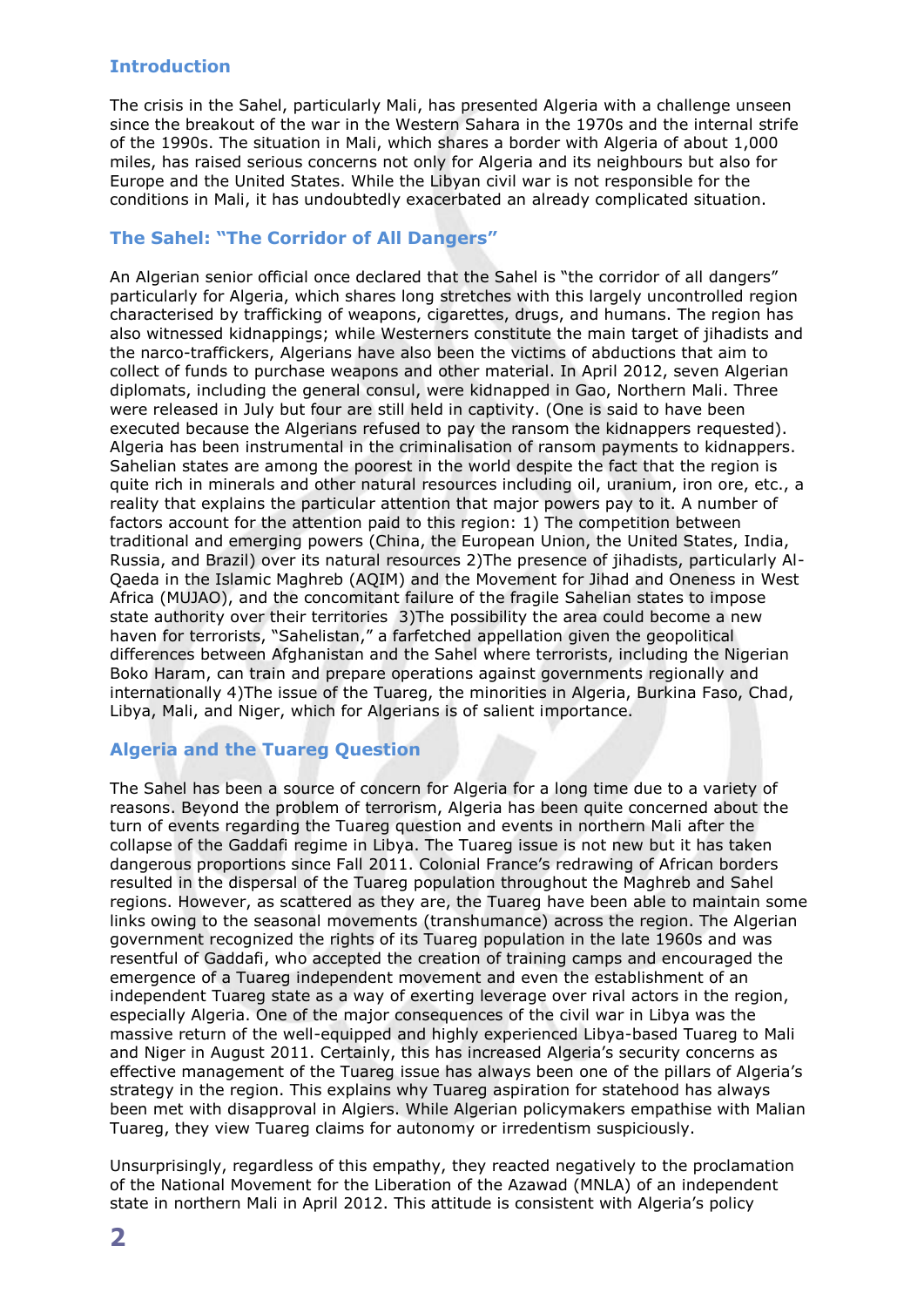## Introduction

The crisis in the Sahel, particularly Mali, has presented Algeria with a challenge unseen since the breakout of the war in the Western Sahara in the 1970s and the internal strife of the 1990s. The situation in Mali, which shares a border with Algeria of about 1,000 miles, has raised serious concerns not only for Algeria and its neighbours but also for Europe and the United States. While the Libyan civil war is not responsible for the conditions in Mali, it has undoubtedly exacerbated an already complicated situation.

## The Sahel: "The Corridor of All Dangers"

An Algerian senior official once declared that the Sahel is "the corridor of all dangers" particularly for Algeria, which shares long stretches with this largely uncontrolled region characterised by trafficking of weapons, cigarettes, drugs, and humans. The region has also witnessed kidnappings; while Westerners constitute the main target of jihadists and the narco-traffickers, Algerians have also been the victims of abductions that aim to collect of funds to purchase weapons and other material. In April 2012, seven Algerian diplomats, including the general consul, were kidnapped in Gao, Northern Mali. Three were released in July but four are still held in captivity. (One is said to have been executed because the Algerians refused to pay the ransom the kidnappers requested). Algeria has been instrumental in the criminalisation of ransom payments to kidnappers. Sahelian states are among the poorest in the world despite the fact that the region is quite rich in minerals and other natural resources including oil, uranium, iron ore, etc., a reality that explains the particular attention that major powers pay to it. A number of factors account for the attention paid to this region: 1) The competition between traditional and emerging powers (China, the European Union, the United States, India, Russia, and Brazil) over its natural resources 2)The presence of jihadists, particularly Al-Qaeda in the Islamic Maghreb (AQIM) and the Movement for Jihad and Oneness in West Africa (MUJAO), and the concomitant failure of the fragile Sahelian states to impose state authority over their territories 3)The possibility the area could become a new haven for terrorists, "Sahelistan," a farfetched appellation given the geopolitical differences between Afghanistan and the Sahel where terrorists, including the Nigerian Boko Haram, can train and prepare operations against governments regionally and internationally 4)The issue of the Tuareg, the minorities in Algeria, Burkina Faso, Chad, Libya, Mali, and Niger, which for Algerians is of salient importance.

## Algeria and the Tuareg Question

The Sahel has been a source of concern for Algeria for a long time due to a variety of reasons. Beyond the problem of terrorism, Algeria has been quite concerned about the turn of events regarding the Tuareg question and events in northern Mali after the collapse of the Gaddafi regime in Libya. The Tuareg issue is not new but it has taken dangerous proportions since Fall 2011. Colonial France's redrawing of African borders resulted in the dispersal of the Tuareg population throughout the Maghreb and Sahel regions. However, as scattered as they are, the Tuareg have been able to maintain some links owing to the seasonal movements (transhumance) across the region. The Algerian government recognized the rights of its Tuareg population in the late 1960s and was resentful of Gaddafi, who accepted the creation of training camps and encouraged the emergence of a Tuareg independent movement and even the establishment of an independent Tuareg state as a way of exerting leverage over rival actors in the region, especially Algeria. One of the major consequences of the civil war in Libya was the massive return of the well-equipped and highly experienced Libya-based Tuareg to Mali and Niger in August 2011. Certainly, this has increased Algeria's security concerns as effective management of the Tuareg issue has always been one of the pillars of Algeria's strategy in the region. This explains why Tuareg aspiration for statehood has always been met with disapproval in Algiers. While Algerian policymakers empathise with Malian Tuareg, they view Tuareg claims for autonomy or irredentism suspiciously.

Unsurprisingly, regardless of this empathy, they reacted negatively to the proclamation of the National Movement for the Liberation of the Azawad (MNLA) of an independent state in northern Mali in April 2012. This attitude is consistent with Algeria's policy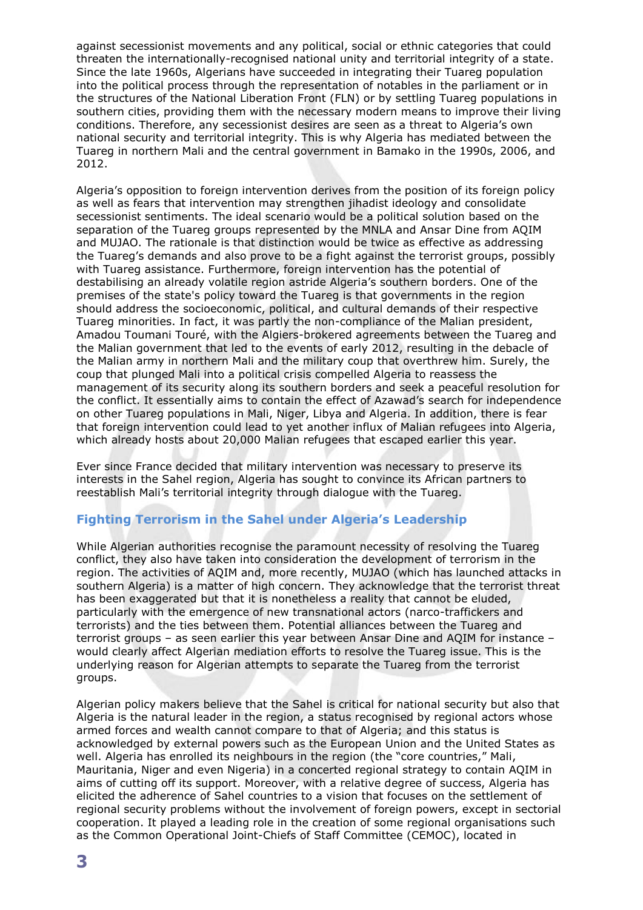against secessionist movements and any political, social or ethnic categories that could threaten the internationally-recognised national unity and territorial integrity of a state. Since the late 1960s, Algerians have succeeded in integrating their Tuareg population into the political process through the representation of notables in the parliament or in the structures of the National Liberation Front (FLN) or by settling Tuareg populations in southern cities, providing them with the necessary modern means to improve their living conditions. Therefore, any secessionist desires are seen as a threat to Algeria's own national security and territorial integrity. This is why Algeria has mediated between the Tuareg in northern Mali and the central government in Bamako in the 1990s, 2006, and 2012.

Algeria's opposition to foreign intervention derives from the position of its foreign policy as well as fears that intervention may strengthen jihadist ideology and consolidate secessionist sentiments. The ideal scenario would be a political solution based on the separation of the Tuareg groups represented by the MNLA and Ansar Dine from AQIM and MUJAO. The rationale is that distinction would be twice as effective as addressing the Tuareg's demands and also prove to be a fight against the terrorist groups, possibly with Tuareg assistance. Furthermore, foreign intervention has the potential of destabilising an already volatile region astride Algeria's southern borders. One of the premises of the state's policy toward the Tuareg is that governments in the region should address the socioeconomic, political, and cultural demands of their respective Tuareg minorities. In fact, it was partly the non-compliance of the Malian president, Amadou Toumani Touré, with the Algiers-brokered agreements between the Tuareg and the Malian government that led to the events of early 2012, resulting in the debacle of the Malian army in northern Mali and the military coup that overthrew him. Surely, the coup that plunged Mali into a political crisis compelled Algeria to reassess the management of its security along its southern borders and seek a peaceful resolution for the conflict. It essentially aims to contain the effect of Azawad's search for independence on other Tuareg populations in Mali, Niger, Libya and Algeria. In addition, there is fear that foreign intervention could lead to yet another influx of Malian refugees into Algeria, which already hosts about 20,000 Malian refugees that escaped earlier this year.

Ever since France decided that military intervention was necessary to preserve its interests in the Sahel region, Algeria has sought to convince its African partners to reestablish Mali's territorial integrity through dialogue with the Tuareg.

## Fighting Terrorism in the Sahel under Algeria's Leadership

While Algerian authorities recognise the paramount necessity of resolving the Tuareg conflict, they also have taken into consideration the development of terrorism in the region. The activities of AQIM and, more recently, MUJAO (which has launched attacks in southern Algeria) is a matter of high concern. They acknowledge that the terrorist threat has been exaggerated but that it is nonetheless a reality that cannot be eluded, particularly with the emergence of new transnational actors (narco-traffickers and terrorists) and the ties between them. Potential alliances between the Tuareg and terrorist groups – as seen earlier this year between Ansar Dine and AQIM for instance – would clearly affect Algerian mediation efforts to resolve the Tuareg issue. This is the underlying reason for Algerian attempts to separate the Tuareg from the terrorist groups.

Algerian policy makers believe that the Sahel is critical for national security but also that Algeria is the natural leader in the region, a status recognised by regional actors whose armed forces and wealth cannot compare to that of Algeria; and this status is acknowledged by external powers such as the European Union and the United States as well. Algeria has enrolled its neighbours in the region (the "core countries," Mali, Mauritania, Niger and even Nigeria) in a concerted regional strategy to contain AQIM in aims of cutting off its support. Moreover, with a relative degree of success, Algeria has elicited the adherence of Sahel countries to a vision that focuses on the settlement of regional security problems without the involvement of foreign powers, except in sectorial cooperation. It played a leading role in the creation of some regional organisations such as the Common Operational Joint-Chiefs of Staff Committee (CEMOC), located in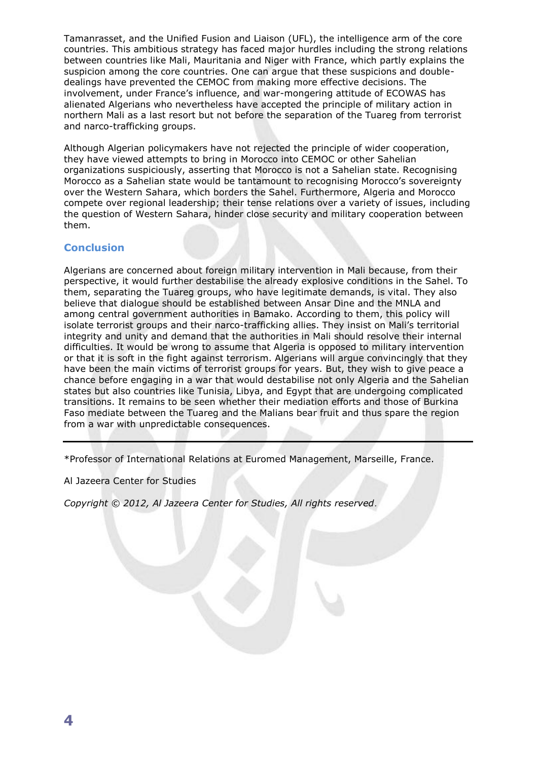Tamanrasset, and the Unified Fusion and Liaison (UFL), the intelligence arm of the core countries. This ambitious strategy has faced major hurdles including the strong relations between countries like Mali, Mauritania and Niger with France, which partly explains the suspicion among the core countries. One can argue that these suspicions and double-dealings have prevented the CEMOC from making more effective decisions. The involvement, under France's influence, and war-mongering attitude of ECOWAS has alienated Algerians who nevertheless have accepted the principle of military action in northern Mali as a last resort but not before the separation of the Tuareg from terrorist and narco-trafficking groups.

Although Algerian policymakers have not rejected the principle of wider cooperation, they have viewed attempts to bring in Morocco into CEMOC or other Sahelian organizations suspiciously, asserting that Morocco is not a Sahelian state. Recognising Morocco as a Sahelian state would be tantamount to recognising Morocco's sovereignty over the Western Sahara, which borders the Sahel. Furthermore, Algeria and Morocco compete over regional leadership; their tense relations over a variety of issues, including the question of Western Sahara, hinder close security and military cooperation between them.

## Conclusion

Algerians are concerned about foreign military intervention in Mali because, from their perspective, it would further destabilise the already explosive conditions in the Sahel. To them, separating the Tuareg groups, who have legitimate demands, is vital. They also believe that dialogue should be established between Ansar Dine and the MNLA and among central government authorities in Bamako. According to them, this policy will isolate terrorist groups and their narco-trafficking allies. They insist on Mali's territorial integrity and unity and demand that the authorities in Mali should resolve their internal difficulties. It would be wrong to assume that Algeria is opposed to military intervention or that it is soft in the fight against terrorism. Algerians will argue convincingly that they have been the main victims of terrorist groups for years. But, they wish to give peace a chance before engaging in a war that would destabilise not only Algeria and the Sahelian states but also countries like Tunisia, Libya, and Egypt that are undergoing complicated transitions. It remains to be seen whether their mediation efforts and those of Burkina Faso mediate between the Tuareg and the Malians bear fruit and thus spare the region from a war with unpredictable consequences.

---

*Professor of International Relations at Euromed Management, Marseille, France.

Al Jazeera Center for Studies

*Copyright © 2012, Al Jazeera Center for Studies, All rights reserved.*